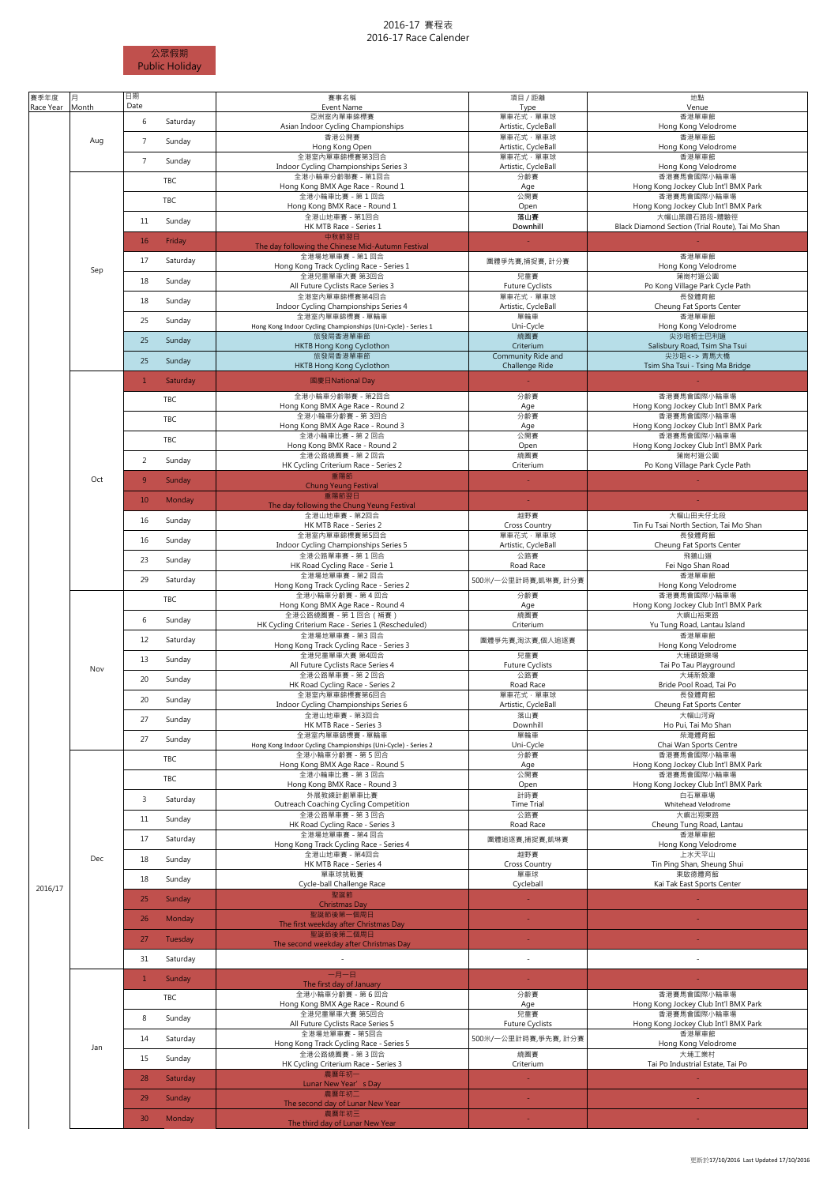# 2016-17 賽程表
# 2016-17 Race Calender

公眾假期 Public Holiday

| 賽季年度 Race Year | 月 Month | 日期 Date | | 賽事名稱 Event Name | 項目 / 距離 Type | 地點 Venue |
|---|---|---|---|---|---|---|
| 2016/17 | Aug | 6 | Saturday | 亞洲室內單車錦標賽 Asian Indoor Cycling Championships | 單車花式．單車球 Artistic, CycleBall | 香港單車館 Hong Kong Velodrome |
| | | 7 | Sunday | 香港公開賽 Hong Kong Open | 單車花式．單車球 Artistic, CycleBall | 香港單車館 Hong Kong Velodrome |
| | | 7 | Sunday | 全港室內單車錦標賽第3回合 Indoor Cycling Championships Series 3 | 單車花式．單車球 Artistic, CycleBall | 香港單車館 Hong Kong Velodrome |
| | Sep | TBC | | 全港小輪車分齡聯賽 - 第1回合 Hong Kong BMX Age Race - Round 1 | 分齡賽 Age | 香港賽馬會國際小輪車場 Hong Kong Jockey Club Int'l BMX Park |
| | | TBC | | 全港小輪車比賽 - 第 1 回合 Hong Kong BMX Race - Round 1 | 公開賽 Open | 香港賽馬會國際小輪車場 Hong Kong Jockey Club Int'l BMX Park |
| | | 11 | Sunday | 全港山地車賽 - 第1回合 HK MTB Race - Series 1 | 落山賽 Downhill | 大帽山黑鑽石路段-體驗徑 Black Diamond Section (Trial Route), Tai Mo Shan |
| | | 16 | Friday | 中秋節翌日 The day following the Chinese Mid-Autumn Festival | - | - |
| | | 17 | Saturday | 全港場地單車賽 - 第1 回合 Hong Kong Track Cycling Race - Series 1 | 團體爭先賽,捕捉賽, 計分賽 | 香港單車館 Hong Kong Velodrome |
| | | 18 | Sunday | 全港兒童單車大賽 第3回合 All Future Cyclists Race Series 3 | 兒童賽 Future Cyclists | 蒲崗村道公園 Po Kong Village Park Cycle Path |
| | | 18 | Sunday | 全港室內單車錦標賽第4回合 Indoor Cycling Championships Series 4 | 單車花式．單車球 Artistic, CycleBall | 長發體育館 Cheung Fat Sports Center |
| | | 25 | Sunday | 全港室內單車錦標賽 - 獨輪車 Hong Kong Indoor Cycling Championships (Uni-Cycle) - Series 1 | 獨輪車 Uni-Cycle | 香港單車館 Hong Kong Velodrome |
| | | 25 | Sunday | 旅發局香港單車節 HKTB Hong Kong Cyclothon | 繞圈賽 Criterium | 尖沙咀梳士巴利道 Salisbury Road, Tsim Sha Tsui |
| | | 25 | Sunday | 旅發局香港單車節 HKTB Hong Kong Cyclothon | Community Ride and Challenge Ride | 尖沙咀<-> 青馬大橋 Tsim Sha Tsui - Tsing Ma Bridge |
| | Oct | 1 | Saturday | 國慶日National Day | - | - |
| | | TBC | | 全港小輪車分齡聯賽 - 第2回合 Hong Kong BMX Age Race - Round 2 | 分齡賽 Age | 香港賽馬會國際小輪車場 Hong Kong Jockey Club Int'l BMX Park |
| | | TBC | | 全港小輪車分齡賽 - 第 3回合 Hong Kong BMX Age Race - Round 3 | 分齡賽 Age | 香港賽馬會國際小輪車場 Hong Kong Jockey Club Int'l BMX Park |
| | | TBC | | 全港小輪車比賽 - 第 2 回合 Hong Kong BMX Race - Round 2 | 公開賽 Open | 香港賽馬會國際小輪車場 Hong Kong Jockey Club Int'l BMX Park |
| | | 2 | Sunday | 全港公路繞圈賽 - 第 2 回合 HK Cycling Criterium Race - Series 2 | 繞圈賽 Criterium | 蒲崗村道公園 Po Kong Village Park Cycle Path |
| | | 9 | Sunday | 重陽節 Chung Yeung Festival | - | - |
| | | 10 | Monday | 重陽節翌日 The day following the Chung Yeung Festival | - | - |
| | | 16 | Sunday | 全港山地車賽 - 第2回合 HK MTB Race - Series 2 | 越野賽 Cross Country | 大帽山田夫仔北段 Tin Fu Tsai North Section, Tai Mo Shan |
| | | 16 | Sunday | 全港室內單車錦標賽第5回合 Indoor Cycling Championships Series 5 | 單車花式．單車球 Artistic, CycleBall | 長發體育館 Cheung Fat Sports Center |
| | | 23 | Sunday | 全港公路單車賽 - 第 1 回合 HK Road Cycling Race - Serie 1 | 公路賽 Road Race | 飛鵝山道 Fei Ngo Shan Road |
| | | 29 | Saturday | 全港場地單車賽 - 第2 回合 Hong Kong Track Cycling Race - Series 2 | 500米/一公里計時賽,凱琳賽, 計分賽 | 香港單車館 Hong Kong Velodrome |
| | Nov | TBC | | 全港小輪車分齡賽 - 第 4 回合 Hong Kong BMX Age Race - Round 4 | 分齡賽 Age | 香港賽馬會國際小輪車場 Hong Kong Jockey Club Int'l BMX Park |
| | | 6 | Sunday | 全港公路繞圈賽 - 第 1 回合 ( 補賽 ) HK Cycling Criterium Race - Series 1 (Rescheduled) | 繞圈賽 Criterium | 大嶼山裕東路 Yu Tung Road, Lantau Island |
| | | 12 | Saturday | 全港場地單車賽 - 第3 回合 Hong Kong Track Cycling Race - Series 3 | 團體爭先賽,淘汰賽,個人追逐賽 | 香港單車館 Hong Kong Velodrome |
| | | 13 | Sunday | 全港兒童單車大賽 第4回合 All Future Cyclists Race Series 4 | 兒童賽 Future Cyclists | 大埔頭遊樂場 Tai Po Tau Playground |
| | | 20 | Sunday | 全港公路單車賽 - 第 2 回合 HK Road Cycling Race - Series 2 | 公路賽 Road Race | 大埔新娘潭 Bride Pool Road, Tai Po |
| | | 20 | Sunday | 全港室內單車錦標賽第6回合 Indoor Cycling Championships Series 6 | 單車花式．單車球 Artistic, CycleBall | 長發體育館 Cheung Fat Sports Center |
| | | 27 | Sunday | 全港山地車賽 - 第3回合 HK MTB Race - Series 3 | 落山賽 Downhill | 大帽山河背 Ho Pui, Tai Mo Shan |
| | | 27 | Sunday | 全港室內單車錦標賽 - 獨輪車 Hong Kong Indoor Cycling Championships (Uni-Cycle) - Series 2 | 獨輪車 Uni-Cycle | 柴灣體育館 Chai Wan Sports Centre |
| | Dec | TBC | | 全港小輪車分齡賽 - 第 5 回合 Hong Kong BMX Age Race - Round 5 | 分齡賽 Age | 香港賽馬會國際小輪車場 Hong Kong Jockey Club Int'l BMX Park |
| | | TBC | | 全港小輪車比賽 - 第 3 回合 Hong Kong BMX Race - Round 3 | 公開賽 Open | 香港賽馬會國際小輪車場 Hong Kong Jockey Club Int'l BMX Park |
| | | 3 | Saturday | 外展教練計劃單車比賽 Outreach Coaching Cycling Competition | 計時賽 Time Trial | 白石單車場 Whitehead Velodrome |
| | | 11 | Sunday | 全港公路單車賽 - 第 3 回合 HK Road Cycling Race - Series 3 | 公路賽 Road Race | 大嶼山翔東路 Cheung Tung Road, Lantau |
| | | 17 | Saturday | 全港場地單車賽 - 第4 回合 Hong Kong Track Cycling Race - Series 4 | 團體追逐賽,捕捉賽,凱琳賽 | 香港單車館 Hong Kong Velodrome |
| | | 18 | Sunday | 全港山地車賽 - 第4回合 HK MTB Race - Series 4 | 越野賽 Cross Country | 上水天平山 Tin Ping Shan, Sheung Shui |
| | | 18 | Sunday | 單車球挑戰賽 Cycle-ball Challenge Race | 單車球 Cycleball | 東啟德體育館 Kai Tak East Sports Center |
| | | 25 | Sunday | 聖誕節 Christmas Day | - | - |
| | | 26 | Monday | 聖誕節後第一個周日 The first weekday after Christmas Day | - | - |
| | | 27 | Tuesday | 聖誕節後第二個周日 The second weekday after Christmas Day | - | - |
| | | 31 | Saturday | - | - | - |
| | Jan | 1 | Sunday | 一月一日 The first day of January | - | - |
| | | TBC | | 全港小輪車分齡賽 - 第 6 回合 Hong Kong BMX Age Race - Round 6 | 分齡賽 Age | 香港賽馬會國際小輪車場 Hong Kong Jockey Club Int'l BMX Park |
| | | 8 | Sunday | 全港兒童單車大賽 第5回合 All Future Cyclists Race Series 5 | 兒童賽 Future Cyclists | 香港賽馬會國際小輪車場 Hong Kong Jockey Club Int'l BMX Park |
| | | 14 | Saturday | 全港場地單車賽 - 第5回合 Hong Kong Track Cycling Race - Series 5 | 500米/一公里計時賽,爭先賽, 計分賽 | 香港單車館 Hong Kong Velodrome |
| | | 15 | Sunday | 全港公路繞圈賽 - 第 3 回合 HK Cycling Criterium Race - Series 3 | 繞圈賽 Criterium | 大埔工業村 Tai Po Industrial Estate, Tai Po |
| | | 28 | Saturday | 農曆年初一 Lunar New Year' s Day | - | - |
| | | 29 | Sunday | 農曆年初二 The second day of Lunar New Year | - | - |
| | | 30 | Monday | 農曆年初三 The third day of Lunar New Year | - | - |

更新於17/10/2016 Last Updated 17/10/2016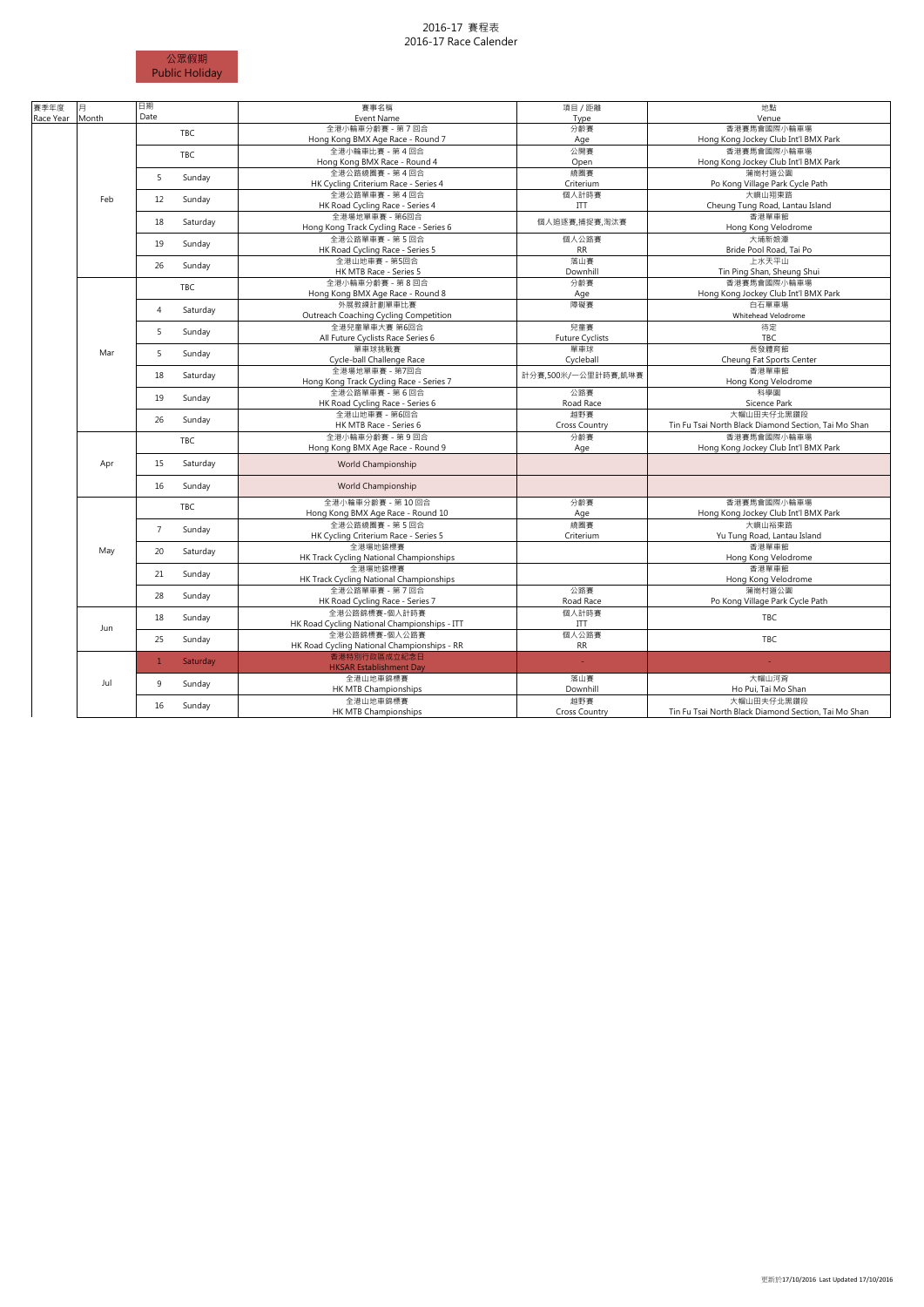# 2016-17 賽程表
# 2016-17 Race Calender

公眾假期
Public Holiday

| 賽季年度 Race Year | 月 Month | 日期 Date | | 賽事名稱 Event Name | 項目 / 距離 Type | 地點 Venue |
|---|---|---|---|---|---|---|
| | Feb | TBC | | 全港小輪車分齡賽 - 第 7 回合 Hong Kong BMX Age Race - Round 7 | 分齡賽 Age | 香港賽馬會國際小輪車場 Hong Kong Jockey Club Int'l BMX Park |
| | | TBC | | 全港小輪車比賽 - 第 4 回合 Hong Kong BMX Race - Round 4 | 公開賽 Open | 香港賽馬會國際小輪車場 Hong Kong Jockey Club Int'l BMX Park |
| | | 5 | Sunday | 全港公路繞圈賽 - 第 4 回合 HK Cycling Criterium Race - Series 4 | 繞圈賽 Criterium | 蒲崗村道公園 Po Kong Village Park Cycle Path |
| | | 12 | Sunday | 全港公路單車賽 - 第 4 回合 HK Road Cycling Race - Series 4 | 個人計時賽 ITT | 大嶼山翔東路 Cheung Tung Road, Lantau Island |
| | | 18 | Saturday | 全港場地單車賽 - 第6回合 Hong Kong Track Cycling Race - Series 6 | 個人追逐賽,捕捉賽,淘汰賽 | 香港單車館 Hong Kong Velodrome |
| | | 19 | Sunday | 全港公路單車賽 - 第 5 回合 HK Road Cycling Race - Series 5 | 個人公路賽 RR | 大埔新娘潭 Bride Pool Road, Tai Po |
| | | 26 | Sunday | 全港山地車賽 - 第5回合 HK MTB Race - Series 5 | 落山賽 Downhill | 上水天平山 Tin Ping Shan, Sheung Shui |
| | Mar | TBC | | 全港小輪車分齡賽 - 第 8 回合 Hong Kong BMX Age Race - Round 8 | 分齡賽 Age | 香港賽馬會國際小輪車場 Hong Kong Jockey Club Int'l BMX Park |
| | | 4 | Saturday | 外展教練計劃單車比賽 Outreach Coaching Cycling Competition | 障礙賽 | 白石單車場 Whitehead Velodrome |
| | | 5 | Sunday | 全港兒童單車大賽 第6回合 All Future Cyclists Race Series 6 | 兒童賽 Future Cyclists | 待定 TBC |
| | | 5 | Sunday | 單車球挑戰賽 Cycle-ball Challenge Race | 單車球 Cycleball | 長發體育館 Cheung Fat Sports Center |
| | | 18 | Saturday | 全港場地單車賽 - 第7回合 Hong Kong Track Cycling Race - Series 7 | 計分賽,500米/一公里計時賽,凱琳賽 | 香港單車館 Hong Kong Velodrome |
| | | 19 | Sunday | 全港公路單車賽 - 第 6 回合 HK Road Cycling Race - Series 6 | 公路賽 Road Race | 科學園 Sicence Park |
| | | 26 | Sunday | 全港山地車賽 - 第6回合 HK MTB Race - Series 6 | 越野賽 Cross Country | 大帽山田夫仔北黑鑽段 Tin Fu Tsai North Black Diamond Section, Tai Mo Shan |
| | Apr | TBC | | 全港小輪車分齡賽 - 第 9 回合 Hong Kong BMX Age Race - Round 9 | 分齡賽 Age | 香港賽馬會國際小輪車場 Hong Kong Jockey Club Int'l BMX Park |
| | | 15 | Saturday | World Championship | | |
| | | 16 | Sunday | World Championship | | |
| | May | TBC | | 全港小輪車分齡賽 - 第 10 回合 Hong Kong BMX Age Race - Round 10 | 分齡賽 Age | 香港賽馬會國際小輪車場 Hong Kong Jockey Club Int'l BMX Park |
| | | 7 | Sunday | 全港公路繞圈賽 - 第 5 回合 HK Cycling Criterium Race - Series 5 | 繞圈賽 Criterium | 大嶼山裕東路 Yu Tung Road, Lantau Island |
| | | 20 | Saturday | 全港場地錦標賽 HK Track Cycling National Championships | | 香港單車館 Hong Kong Velodrome |
| | | 21 | Sunday | 全港場地錦標賽 HK Track Cycling National Championships | | 香港單車館 Hong Kong Velodrome |
| | | 28 | Sunday | 全港公路單車賽 - 第 7 回合 HK Road Cycling Race - Series 7 | 公路賽 Road Race | 蒲崗村道公園 Po Kong Village Park Cycle Path |
| | Jun | 18 | Sunday | 全港公路錦標賽-個人計時賽 HK Road Cycling National Championships - ITT | 個人計時賽 ITT | TBC |
| | | 25 | Sunday | 全港公路錦標賽-個人公路賽 HK Road Cycling National Championships - RR | 個人公路賽 RR | TBC |
| | Jul | 1 | Saturday | 香港特別行政區成立紀念日 HKSAR Establishment Day | - | - |
| | | 9 | Sunday | 全港山地車錦標賽 HK MTB Championships | 落山賽 Downhill | 大帽山河背 Ho Pui, Tai Mo Shan |
| | | 16 | Sunday | 全港山地車錦標賽 HK MTB Championships | 越野賽 Cross Country | 大帽山田夫仔北黑鑽段 Tin Fu Tsai North Black Diamond Section, Tai Mo Shan |

更新於17/10/2016 Last Updated 17/10/2016